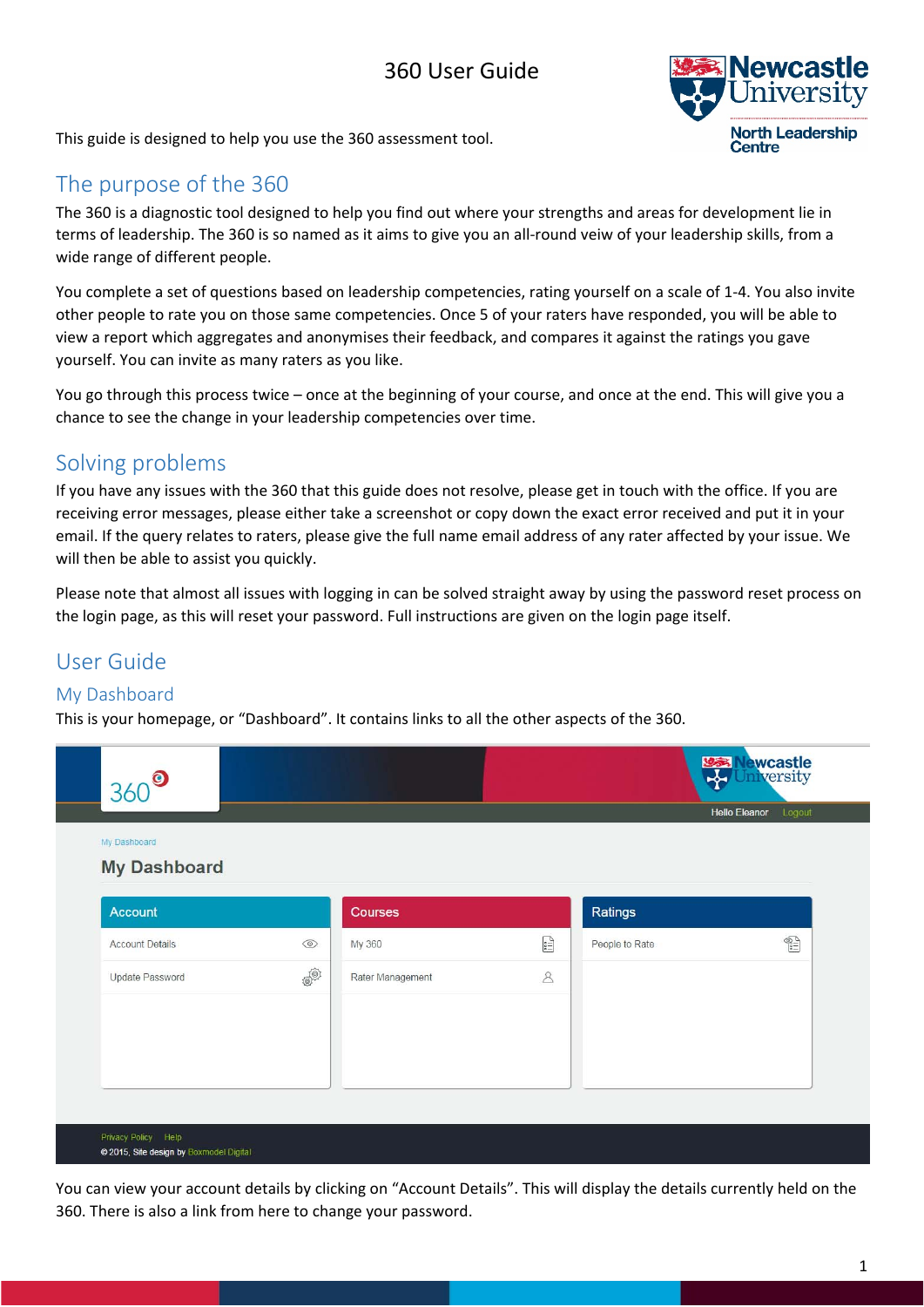# 360 User Guide

This guide is designed to help you use the 360 assessment tool.

## The purpose of the 360

The 360 is a diagnostic tool designed to help you find out where your strengths and areas for development lie in terms of leadership. The 360 is so named as it aims to give you an all-round veiw of your leadership skills, from a wide range of different people.

You complete a set of questions based on leadership competencies, rating yourself on a scale of 1-4. You also invite other people to rate you on those same competencies. Once 5 of your raters have responded, you will be able to view a report which aggregates and anonymises their feedback, and compares it against the ratings you gave yourself. You can invite as many raters as you like.

You go through this process twice – once at the beginning of your course, and once at the end. This will give you a chance to see the change in your leadership competencies over time.

## Solving problems

If you have any issues with the 360 that this guide does not resolve, please get in touch with the office. If you are receiving error messages, please either take a screenshot or copy down the exact error received and put it in your email. If the query relates to raters, please give the full name email address of any rater affected by your issue. We will then be able to assist you quickly.

Please note that almost all issues with logging in can be solved straight away by using the password reset process on the login page, as this will reset your password. Full instructions are given on the login page itself.

## User Guide

### My Dashboard

This is your homepage, or “Dashboard”. It contains links to all the other aspects of the 360.

You can view your account details by clicking on “Account Details”. This will display the details currently held on the 360. There is also a link from here to change your password.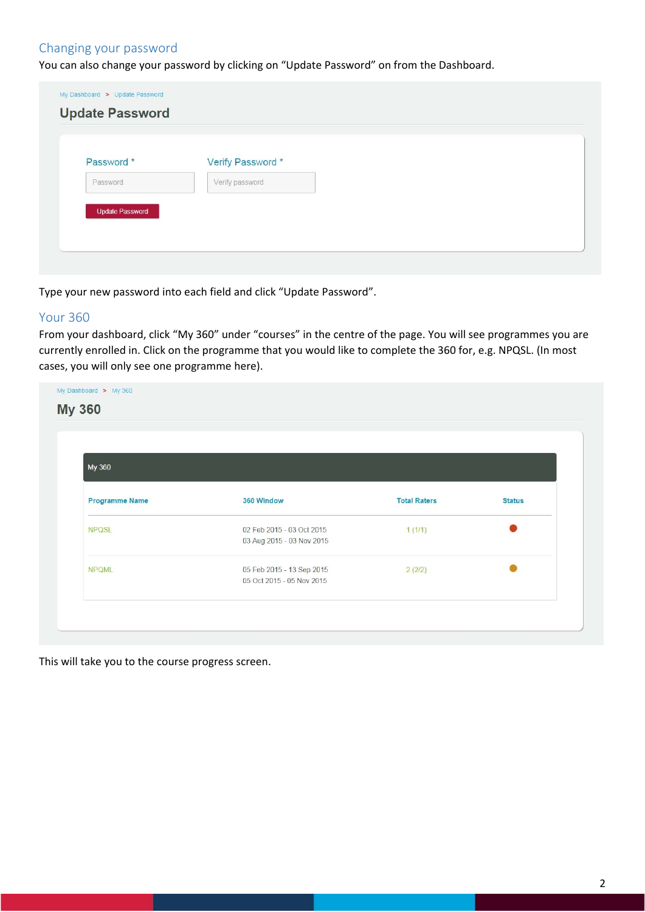## Changing your password

You can also change your password by clicking on "Update Password" on from the Dashboard.

My Dashboard > Update Password

### Update Password

Password * | Verify Password *

[Password] [Verify password]

[Update Password]

Type your new password into each field and click "Update Password".

## Your 360

From your dashboard, click "My 360" under "courses" in the centre of the page. You will see programmes you are currently enrolled in. Click on the programme that you would like to complete the 360 for, e.g. NPQSL. (In most cases, you will only see one programme here).

My Dashboard > My 360

### My 360

My 360

| Programme Name | 360 Window | Total Raters | Status |
|---|---|---|---|
| NPQSL | 02 Feb 2015 - 03 Oct 2015<br>03 Aug 2015 - 03 Nov 2015 | 1 (1/1) | ● |
| NPQML | 05 Feb 2015 - 13 Sep 2015<br>05 Oct 2015 - 05 Nov 2015 | 2 (2/2) | ● |

This will take you to the course progress screen.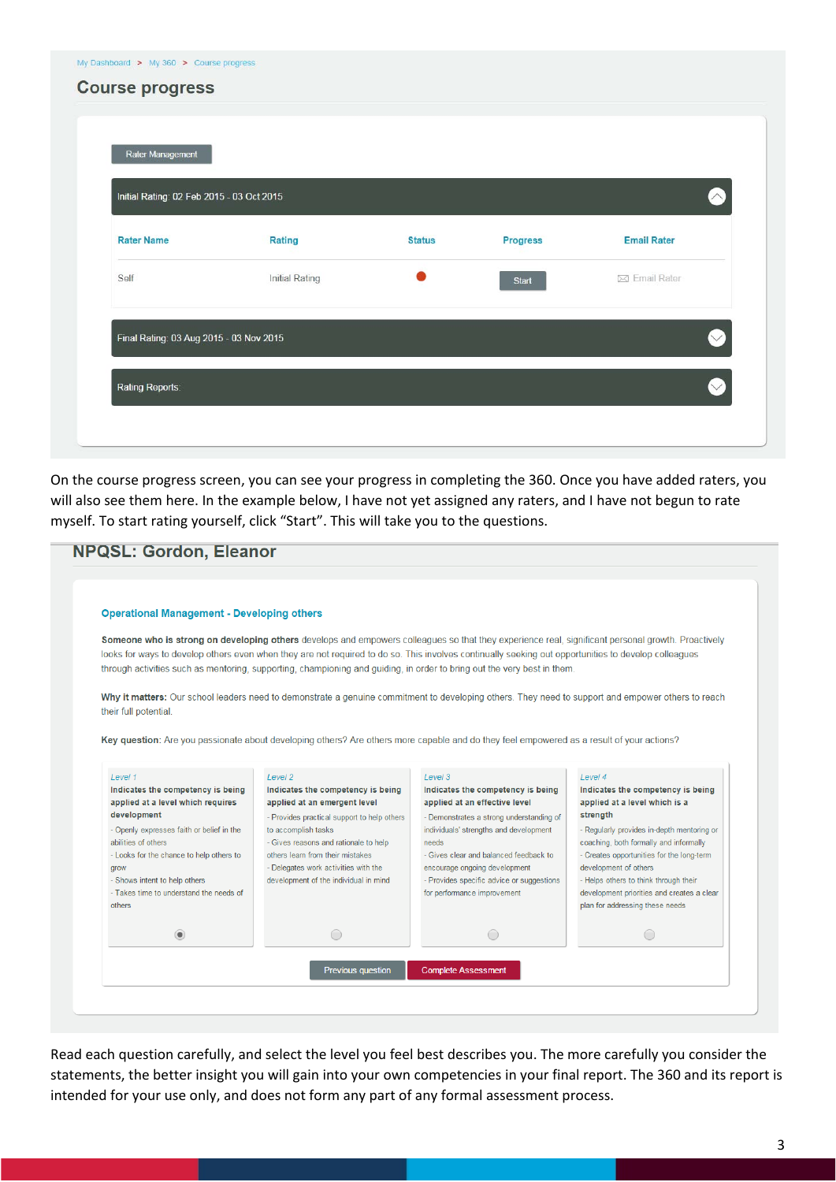My Dashboard > My 360 > Course progress

## Course progress

Rater Management

Initial Rating: 02 Feb 2015 - 03 Oct 2015

| Rater Name | Rating | Status | Progress | Email Rater |
|---|---|---|---|---|
| Self | Initial Rating | ● | Start | Email Rater |

Final Rating: 03 Aug 2015 - 03 Nov 2015

Rating Reports:

On the course progress screen, you can see your progress in completing the 360. Once you have added raters, you will also see them here. In the example below, I have not yet assigned any raters, and I have not begun to rate myself. To start rating yourself, click "Start". This will take you to the questions.

## NPQSL: Gordon, Eleanor

### Operational Management - Developing others

**Someone who is strong on developing others** develops and empowers colleagues so that they experience real, significant personal growth. Proactively looks for ways to develop others even when they are not required to do so. This involves continually seeking out opportunities to develop colleagues through activities such as mentoring, supporting, championing and guiding, in order to bring out the very best in them.

**Why it matters:** Our school leaders need to demonstrate a genuine commitment to developing others. They need to support and empower others to reach their full potential.

**Key question:** Are you passionate about developing others? Are others more capable and do they feel empowered as a result of your actions?

| Level 1 | Level 2 | Level 3 | Level 4 |
|---|---|---|---|
| **Indicates the competency is being applied at a level which requires development** | **Indicates the competency is being applied at an emergent level** | **Indicates the competency is being applied at an effective level** | **Indicates the competency is being applied at a level which is a strength** |
| - Openly expresses faith or belief in the abilities of others<br>- Looks for the chance to help others to grow<br>- Shows intent to help others<br>- Takes time to understand the needs of others | - Provides practical support to help others to accomplish tasks<br>- Gives reasons and rationale to help others learn from their mistakes<br>- Delegates work activities with the development of the individual in mind | - Demonstrates a strong understanding of individuals' strengths and development needs<br>- Gives clear and balanced feedback to encourage ongoing development<br>- Provides specific advice or suggestions for performance improvement | - Regularly provides in-depth mentoring or coaching, both formally and informally<br>- Creates opportunities for the long-term development of others<br>- Helps others to think through their development priorities and creates a clear plan for addressing these needs |
| ◉ | ○ | ○ | ○ |

Previous question | Complete Assessment

Read each question carefully, and select the level you feel best describes you. The more carefully you consider the statements, the better insight you will gain into your own competencies in your final report. The 360 and its report is intended for your use only, and does not form any part of any formal assessment process.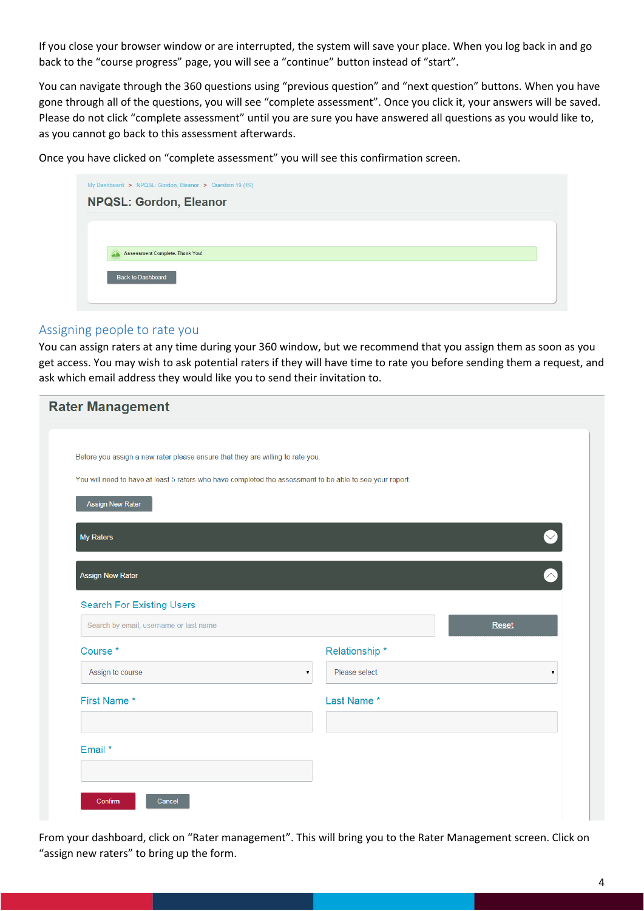If you close your browser window or are interrupted, the system will save your place. When you log back in and go back to the "course progress" page, you will see a "continue" button instead of "start".

You can navigate through the 360 questions using "previous question" and "next question" buttons. When you have gone through all of the questions, you will see "complete assessment". Once you click it, your answers will be saved. Please do not click "complete assessment" until you are sure you have answered all questions as you would like to, as you cannot go back to this assessment afterwards.

Once you have clicked on "complete assessment" you will see this confirmation screen.

My Dashboard > NPQSL: Gordon, Eleanor > Question 19 (19)

NPQSL: Gordon, Eleanor

Assessment Complete, Thank You!

Back to Dashboard

## Assigning people to rate you

You can assign raters at any time during your 360 window, but we recommend that you assign them as soon as you get access. You may wish to ask potential raters if they will have time to rate you before sending them a request, and ask which email address they would like you to send their invitation to.

Rater Management

Before you assign a new rater please ensure that they are willing to rate you.

You will need to have at least 5 raters who have completed the assessment to be able to see your report.

Assign New Rater

My Raters

Assign New Rater

Search For Existing Users

Search by email, username or last name

Reset

Course *

Assign to course

Relationship *

Please select

First Name *

Last Name *

Email *

Confirm

Cancel

From your dashboard, click on "Rater management". This will bring you to the Rater Management screen. Click on "assign new raters" to bring up the form.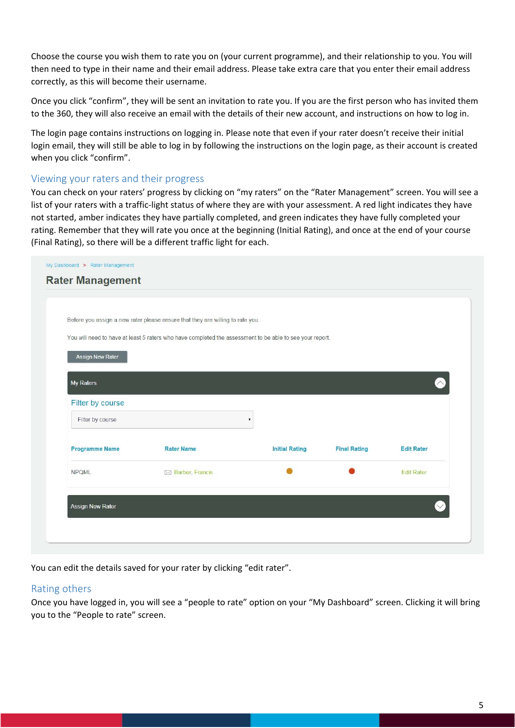Choose the course you wish them to rate you on (your current programme), and their relationship to you. You will then need to type in their name and their email address. Please take extra care that you enter their email address correctly, as this will become their username.

Once you click "confirm", they will be sent an invitation to rate you. If you are the first person who has invited them to the 360, they will also receive an email with the details of their new account, and instructions on how to log in.

The login page contains instructions on logging in. Please note that even if your rater doesn't receive their initial login email, they will still be able to log in by following the instructions on the login page, as their account is created when you click "confirm".

## Viewing your raters and their progress

You can check on your raters' progress by clicking on "my raters" on the "Rater Management" screen. You will see a list of your raters with a traffic-light status of where they are with your assessment. A red light indicates they have not started, amber indicates they have partially completed, and green indicates they have fully completed your rating. Remember that they will rate you once at the beginning (Initial Rating), and once at the end of your course (Final Rating), so there will be a different traffic light for each.

My Dashboard > Rater Management

**Rater Management**

Before you assign a new rater please ensure that they are willing to rate you.

You will need to have at least 5 raters who have completed the assessment to be able to see your report.

Assign New Rater

My Raters

Filter by course

Filter by course

| Programme Name | Rater Name | Initial Rating | Final Rating | Edit Rater |
| --- | --- | --- | --- | --- |
| NPQML | Barber, Francis | ● | ● | Edit Rater |

Assign New Rater

You can edit the details saved for your rater by clicking "edit rater".

## Rating others

Once you have logged in, you will see a "people to rate" option on your "My Dashboard" screen. Clicking it will bring you to the "People to rate" screen.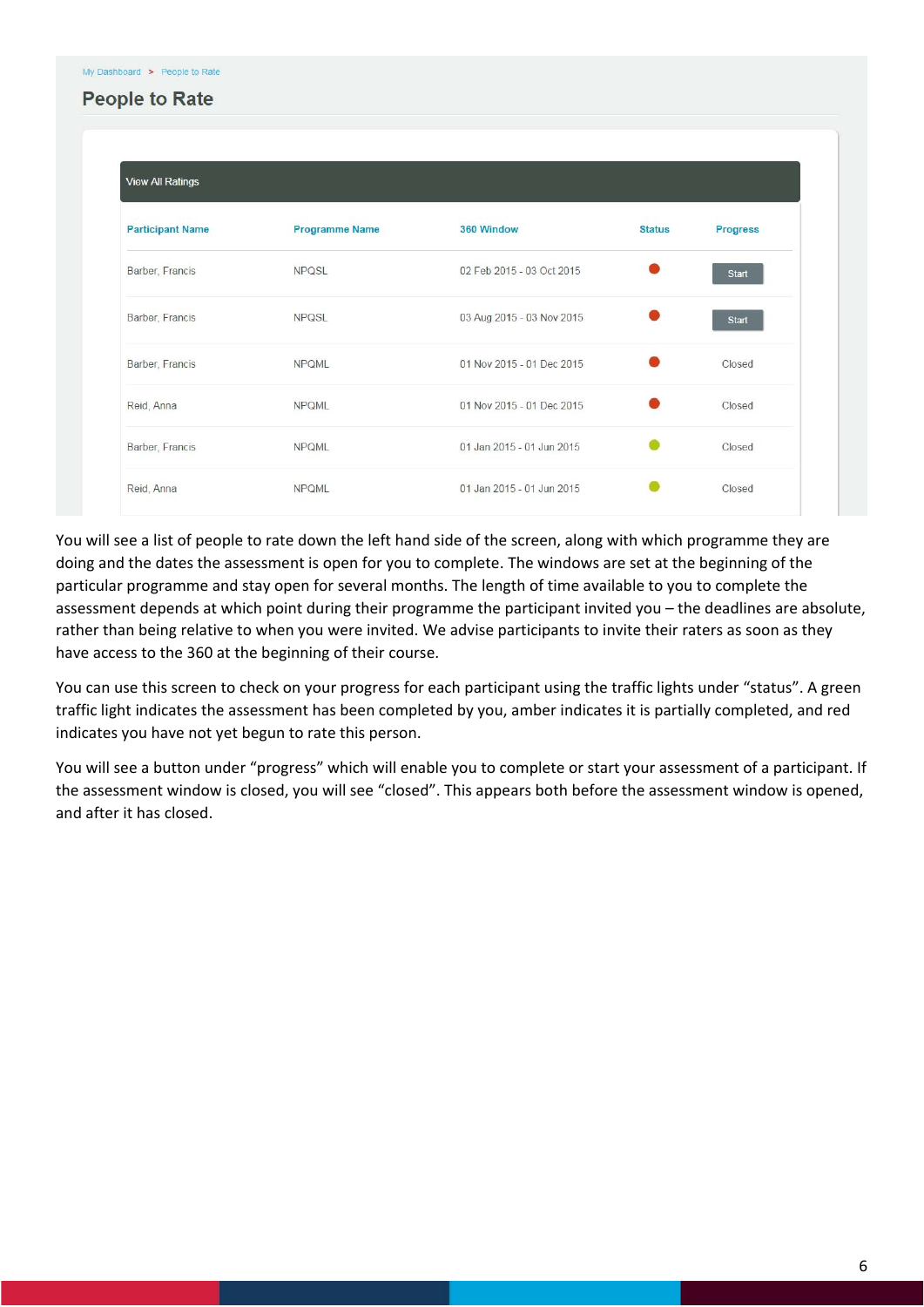My Dashboard > People to Rate

## People to Rate

View All Ratings

| Participant Name | Programme Name | 360 Window | Status | Progress |
|---|---|---|---|---|
| Barber, Francis | NPQSL | 02 Feb 2015 - 03 Oct 2015 | ● | Start |
| Barber, Francis | NPQSL | 03 Aug 2015 - 03 Nov 2015 | ● | Start |
| Barber, Francis | NPQML | 01 Nov 2015 - 01 Dec 2015 | ● | Closed |
| Reid, Anna | NPQML | 01 Nov 2015 - 01 Dec 2015 | ● | Closed |
| Barber, Francis | NPQML | 01 Jan 2015 - 01 Jun 2015 | ● | Closed |
| Reid, Anna | NPQML | 01 Jan 2015 - 01 Jun 2015 | ● | Closed |

You will see a list of people to rate down the left hand side of the screen, along with which programme they are doing and the dates the assessment is open for you to complete. The windows are set at the beginning of the particular programme and stay open for several months. The length of time available to you to complete the assessment depends at which point during their programme the participant invited you – the deadlines are absolute, rather than being relative to when you were invited. We advise participants to invite their raters as soon as they have access to the 360 at the beginning of their course.

You can use this screen to check on your progress for each participant using the traffic lights under "status". A green traffic light indicates the assessment has been completed by you, amber indicates it is partially completed, and red indicates you have not yet begun to rate this person.

You will see a button under "progress" which will enable you to complete or start your assessment of a participant. If the assessment window is closed, you will see "closed". This appears both before the assessment window is opened, and after it has closed.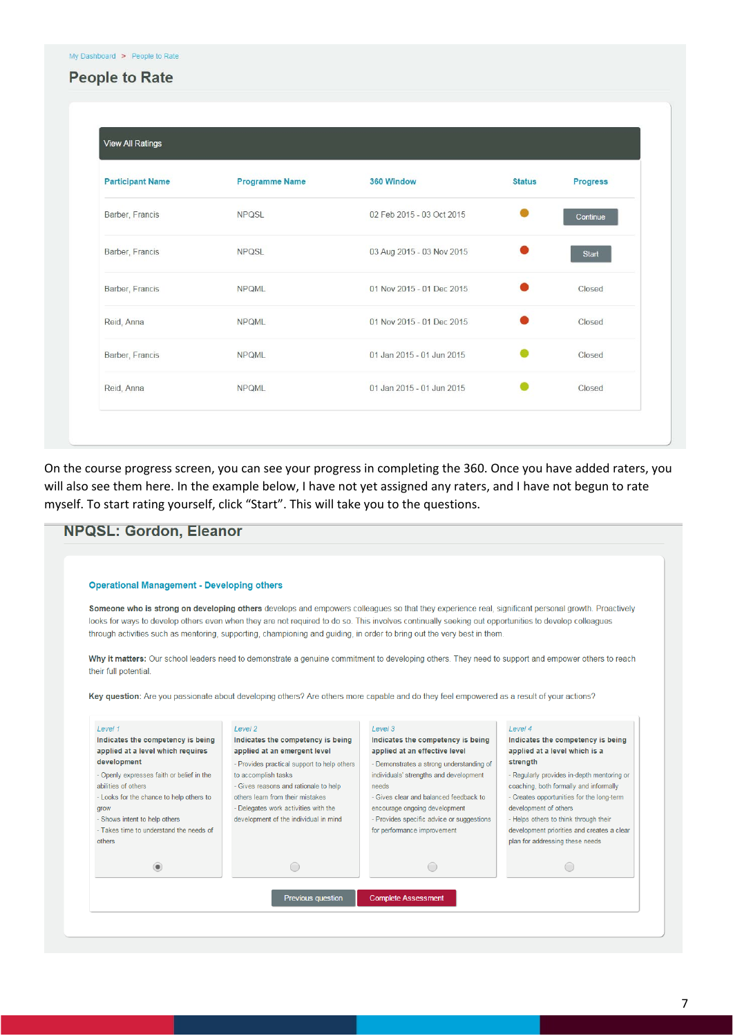My Dashboard > People to Rate

## People to Rate

**View All Ratings**

| Participant Name | Programme Name | 360 Window | Status | Progress |
|---|---|---|---|---|
| Barber, Francis | NPQSL | 02 Feb 2015 - 03 Oct 2015 | ● | Continue |
| Barber, Francis | NPQSL | 03 Aug 2015 - 03 Nov 2015 | ● | Start |
| Barber, Francis | NPQML | 01 Nov 2015 - 01 Dec 2015 | ● | Closed |
| Reid, Anna | NPQML | 01 Nov 2015 - 01 Dec 2015 | ● | Closed |
| Barber, Francis | NPQML | 01 Jan 2015 - 01 Jun 2015 | ● | Closed |
| Reid, Anna | NPQML | 01 Jan 2015 - 01 Jun 2015 | ● | Closed |

On the course progress screen, you can see your progress in completing the 360. Once you have added raters, you will also see them here. In the example below, I have not yet assigned any raters, and I have not begun to rate myself. To start rating yourself, click “Start”. This will take you to the questions.

## NPQSL: Gordon, Eleanor

### Operational Management - Developing others

**Someone who is strong on developing others** develops and empowers colleagues so that they experience real, significant personal growth. Proactively looks for ways to develop others even when they are not required to do so. This involves continually seeking out opportunities to develop colleagues through activities such as mentoring, supporting, championing and guiding, in order to bring out the very best in them.

**Why it matters:** Our school leaders need to demonstrate a genuine commitment to developing others. They need to support and empower others to reach their full potential.

**Key question:** Are you passionate about developing others? Are others more capable and do they feel empowered as a result of your actions?

| *Level 1* | *Level 2* | *Level 3* | *Level 4* |
|---|---|---|---|
| **Indicates the competency is being applied at a level which requires development** | **Indicates the competency is being applied at an emergent level** | **Indicates the competency is being applied at an effective level** | **Indicates the competency is being applied at a level which is a strength** |
| - Openly expresses faith or belief in the abilities of others<br>- Looks for the chance to help others to grow<br>- Shows intent to help others<br>- Takes time to understand the needs of others | - Provides practical support to help others to accomplish tasks<br>- Gives reasons and rationale to help others learn from their mistakes<br>- Delegates work activities with the development of the individual in mind | - Demonstrates a strong understanding of individuals' strengths and development needs<br>- Gives clear and balanced feedback to encourage ongoing development<br>- Provides specific advice or suggestions for performance improvement | - Regularly provides in-depth mentoring or coaching, both formally and informally<br>- Creates opportunities for the long-term development of others<br>- Helps others to think through their development priorities and creates a clear plan for addressing these needs |
| ◉ | ○ | ○ | ○ |

Previous question | Complete Assessment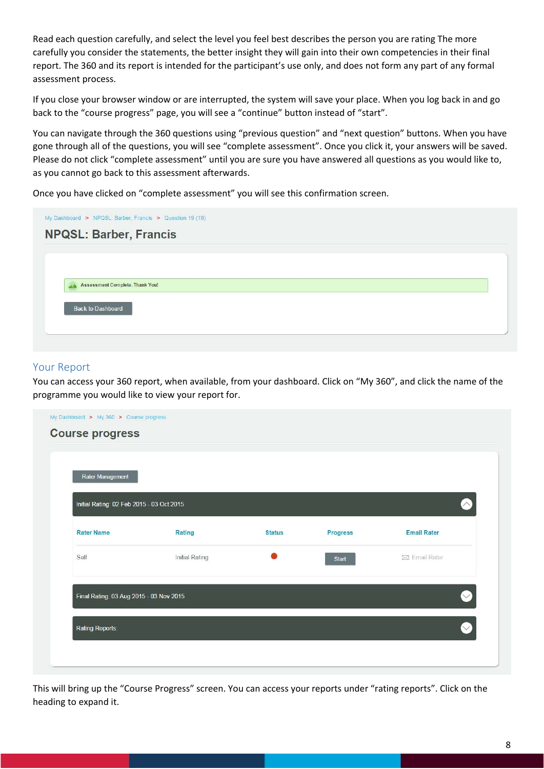Read each question carefully, and select the level you feel best describes the person you are rating The more carefully you consider the statements, the better insight they will gain into their own competencies in their final report. The 360 and its report is intended for the participant's use only, and does not form any part of any formal assessment process.

If you close your browser window or are interrupted, the system will save your place. When you log back in and go back to the "course progress" page, you will see a "continue" button instead of "start".

You can navigate through the 360 questions using "previous question" and "next question" buttons. When you have gone through all of the questions, you will see "complete assessment". Once you click it, your answers will be saved. Please do not click "complete assessment" until you are sure you have answered all questions as you would like to, as you cannot go back to this assessment afterwards.

Once you have clicked on "complete assessment" you will see this confirmation screen.

My Dashboard > NPQSL: Barber, Francis > Question 19 (19)

NPQSL: Barber, Francis

Assessment Complete. Thank You!

Back to Dashboard

## Your Report

You can access your 360 report, when available, from your dashboard. Click on "My 360", and click the name of the programme you would like to view your report for.

My Dashboard > My 360 > Course progress

Course progress

Rater Management

Initial Rating: 02 Feb 2015 - 03 Oct 2015

| Rater Name | Rating | Status | Progress | Email Rater |
|---|---|---|---|---|
| Self | Initial Rating | ● | Start | Email Rater |

Final Rating: 03 Aug 2015 - 03 Nov 2015

Rating Reports:

This will bring up the "Course Progress" screen. You can access your reports under "rating reports". Click on the heading to expand it.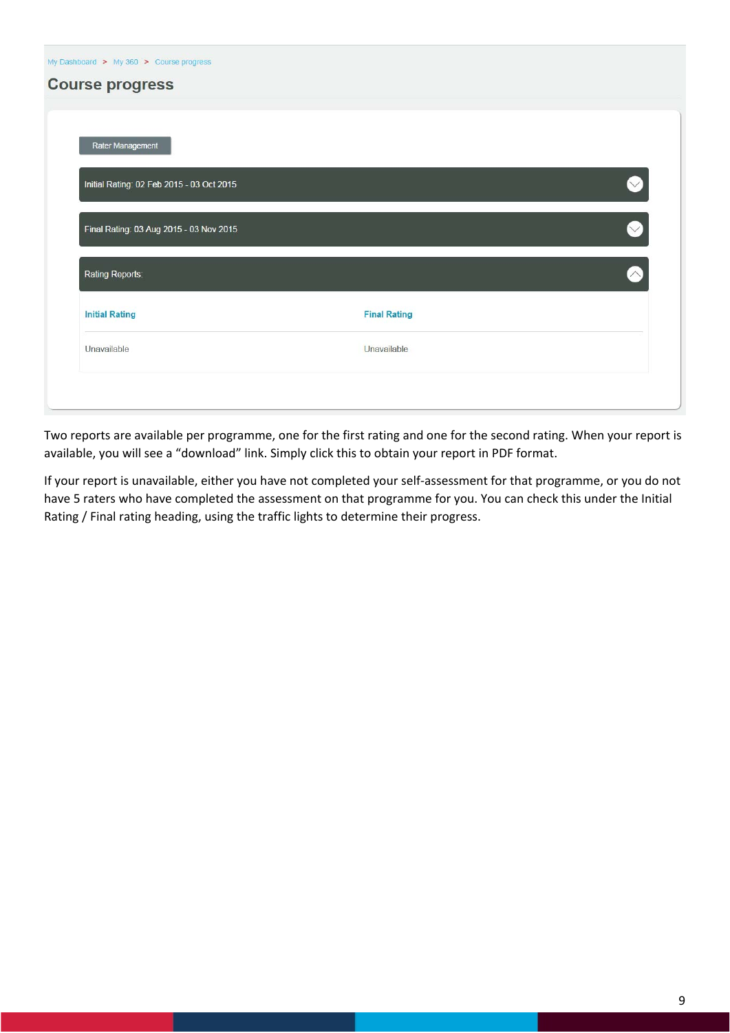My Dashboard > My 360 > Course progress

## Course progress

Rater Management

Initial Rating: 02 Feb 2015 - 03 Oct 2015

Final Rating: 03 Aug 2015 - 03 Nov 2015

Rating Reports:

| Initial Rating | Final Rating |
|---|---|
| Unavailable | Unavailable |

Two reports are available per programme, one for the first rating and one for the second rating. When your report is available, you will see a “download” link. Simply click this to obtain your report in PDF format.

If your report is unavailable, either you have not completed your self-assessment for that programme, or you do not have 5 raters who have completed the assessment on that programme for you. You can check this under the Initial Rating / Final rating heading, using the traffic lights to determine their progress.